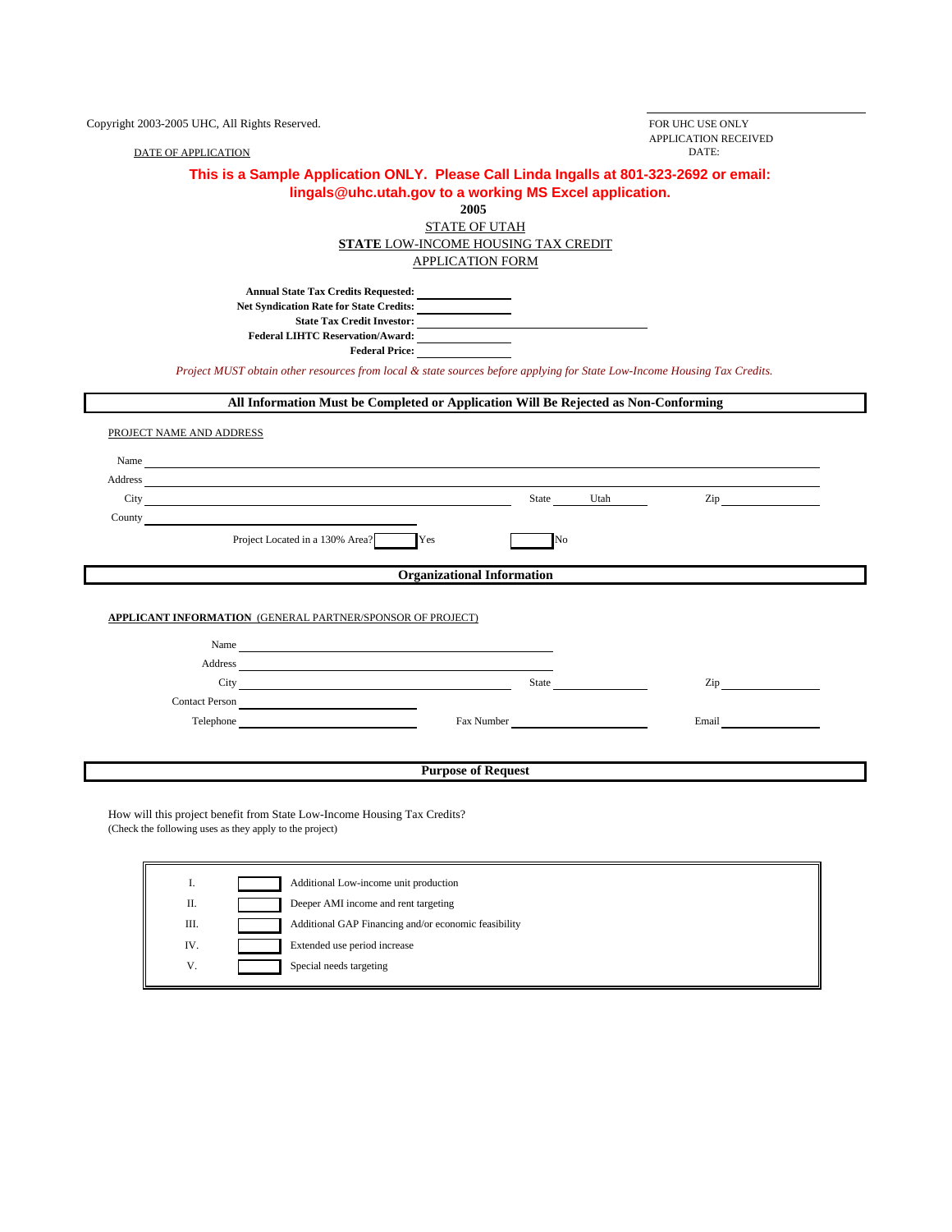Copyright 2003-2005 UHC, All Rights Reserved.

FOR UHC USE ONLY
APPLICATION RECEIVED
DATE:

DATE OF APPLICATION

**This is a Sample Application ONLY. Please Call Linda Ingalls at 801-323-2692 or email: lingals@uhc.utah.gov to a working MS Excel application.**

**2005**

STATE OF UTAH

**STATE** LOW-INCOME HOUSING TAX CREDIT

APPLICATION FORM

**Annual State Tax Credits Requested:** ____________

**Net Syndication Rate for State Credits:** ____________

**State Tax Credit Investor:** ____________

**Federal LIHTC Reservation/Award:** ____________

**Federal Price:** ____________

*Project MUST obtain other resources from local & state sources before applying for State Low-Income Housing Tax Credits.*

**All Information Must be Completed or Application Will Be Rejected as Non-Conforming**

PROJECT NAME AND ADDRESS

Name ____________

Address ____________

City ____________ State Utah Zip ____________

County ____________

Project Located in a 130% Area? [ ] Yes [ ] No

**Organizational Information**

**APPLICANT INFORMATION** (GENERAL PARTNER/SPONSOR OF PROJECT)

Name ____________

Address ____________

City ____________ State ____________ Zip ____________

Contact Person ____________

Telephone ____________ Fax Number ____________ Email ____________

**Purpose of Request**

How will this project benefit from State Low-Income Housing Tax Credits?
(Check the following uses as they apply to the project)

| | | |
|---|---|---|
| I. | [ ] | Additional Low-income unit production |
| II. | [ ] | Deeper AMI income and rent targeting |
| III. | [ ] | Additional GAP Financing and/or economic feasibility |
| IV. | [ ] | Extended use period increase |
| V. | [ ] | Special needs targeting |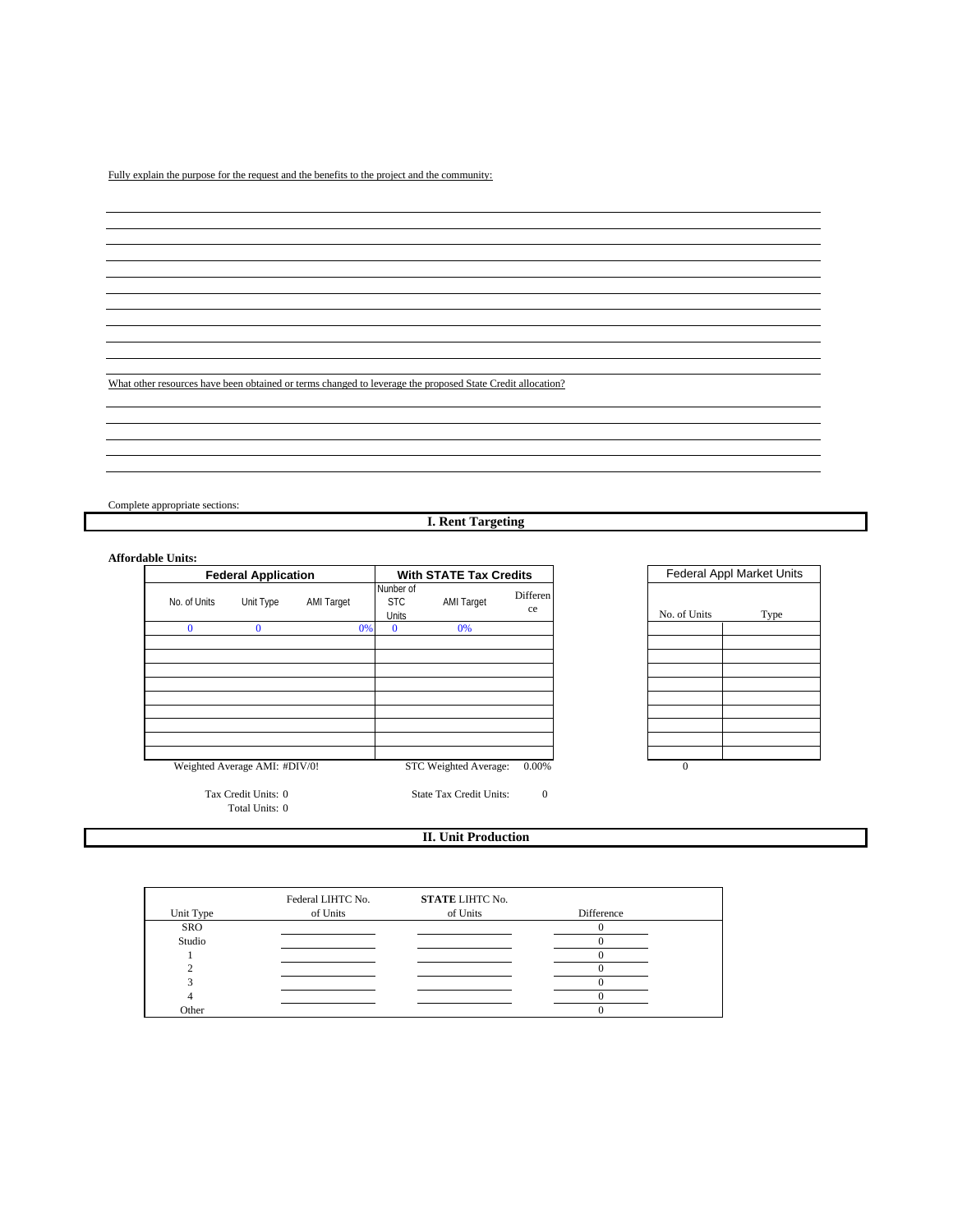Fully explain the purpose for the request and the benefits to the project and the community:

What other resources have been obtained or terms changed to leverage the proposed State Credit allocation?

Complete appropriate sections:

## I. Rent Targeting

**Affordable Units:**

| Federal Application | | | With STATE Tax Credits | | |
|---|---|---|---|---|---|
| No. of Units | Unit Type | AMI Target | Nunber of STC Units | AMI Target | Difference |
| 0 | 0 | 0% | 0 | 0% | |
| | | | | | |
| | | | | | |
| | | | | | |
| | | | | | |
| | | | | | |
| | | | | | |
| | | | | | |
| | | | | | |
| | | | | | |

Weighted Average AMI: #DIV/0!

STC Weighted Average: 0.00%

Tax Credit Units: 0

Total Units: 0

State Tax Credit Units: 0

| Federal Appl Market Units | |
|---|---|
| No. of Units | Type |
| | |
| | |
| | |
| | |
| | |
| | |
| | |
| | |
| | |
| | |
| 0 | |

## II. Unit Production

| Unit Type | Federal LIHTC No. of Units | **STATE** LIHTC No. of Units | Difference |
|---|---|---|---|
| SRO | | | 0 |
| Studio | | | 0 |
| 1 | | | 0 |
| 2 | | | 0 |
| 3 | | | 0 |
| 4 | | | 0 |
| Other | | | 0 |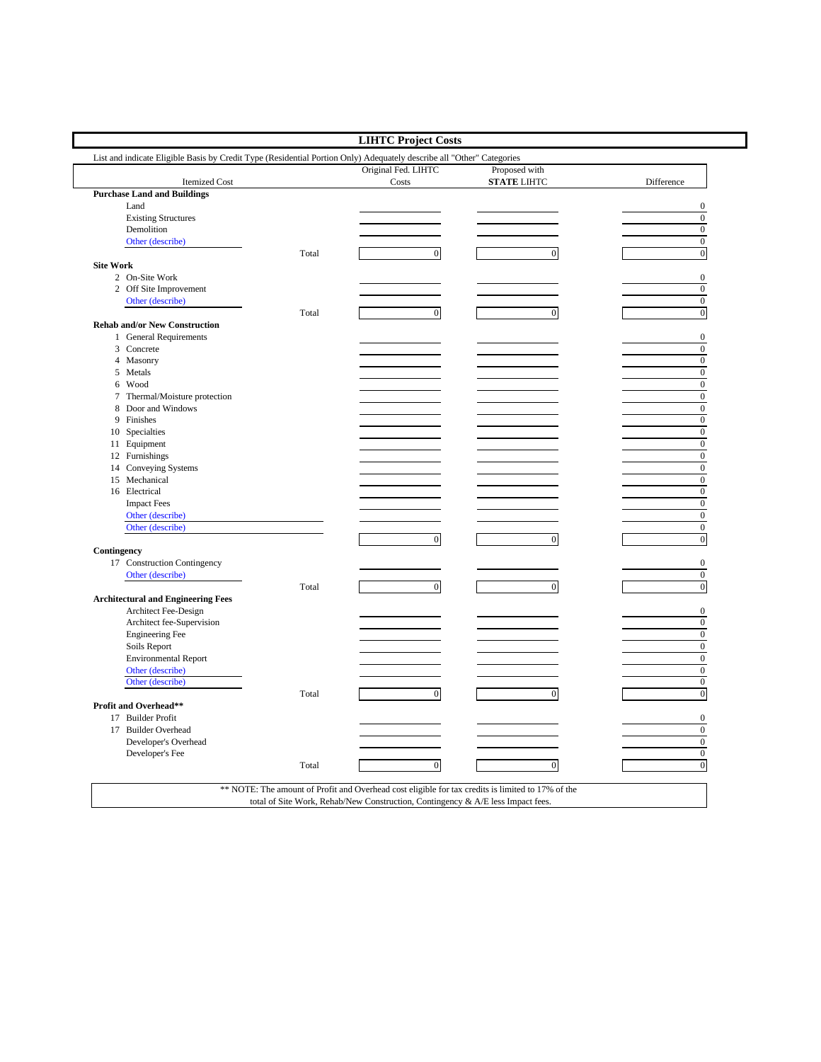# LIHTC Project Costs

List and indicate Eligible Basis by Credit Type (Residential Portion Only) Adequately describe all "Other" Categories

| | Itemized Cost | | Original Fed. LIHTC Costs | Proposed with **STATE** LIHTC | Difference |
|---|---|---|---|---|---|
| **Purchase Land and Buildings** | | | | | |
| | Land | | | | 0 |
| | Existing Structures | | | | 0 |
| | Demolition | | | | 0 |
| | Other (describe) | | | | 0 |
| | | Total | 0 | 0 | 0 |
| **Site Work** | | | | | |
| 2 | On-Site Work | | | | 0 |
| 2 | Off Site Improvement | | | | 0 |
| | Other (describe) | | | | 0 |
| | | Total | 0 | 0 | 0 |
| **Rehab and/or New Construction** | | | | | |
| 1 | General Requirements | | | | 0 |
| 3 | Concrete | | | | 0 |
| 4 | Masonry | | | | 0 |
| 5 | Metals | | | | 0 |
| 6 | Wood | | | | 0 |
| 7 | Thermal/Moisture protection | | | | 0 |
| 8 | Door and Windows | | | | 0 |
| 9 | Finishes | | | | 0 |
| 10 | Specialties | | | | 0 |
| 11 | Equipment | | | | 0 |
| 12 | Furnishings | | | | 0 |
| 14 | Conveying Systems | | | | 0 |
| 15 | Mechanical | | | | 0 |
| 16 | Electrical | | | | 0 |
| | Impact Fees | | | | 0 |
| | Other (describe) | | | | 0 |
| | Other (describe) | | | | 0 |
| | | | 0 | 0 | 0 |
| **Contingency** | | | | | |
| 17 | Construction Contingency | | | | 0 |
| | Other (describe) | | | | 0 |
| | | Total | 0 | 0 | 0 |
| **Architectural and Engineering Fees** | | | | | |
| | Architect Fee-Design | | | | 0 |
| | Architect fee-Supervision | | | | 0 |
| | Engineering Fee | | | | 0 |
| | Soils Report | | | | 0 |
| | Environmental Report | | | | 0 |
| | Other (describe) | | | | 0 |
| | Other (describe) | | | | 0 |
| | | Total | 0 | 0 | 0 |
| **Profit and Overhead**** | | | | | |
| 17 | Builder Profit | | | | 0 |
| 17 | Builder Overhead | | | | 0 |
| | Developer's Overhead | | | | 0 |
| | Developer's Fee | | | | 0 |
| | | Total | 0 | 0 | 0 |

** NOTE: The amount of Profit and Overhead cost eligible for tax credits is limited to 17% of the total of Site Work, Rehab/New Construction, Contingency & A/E less Impact fees.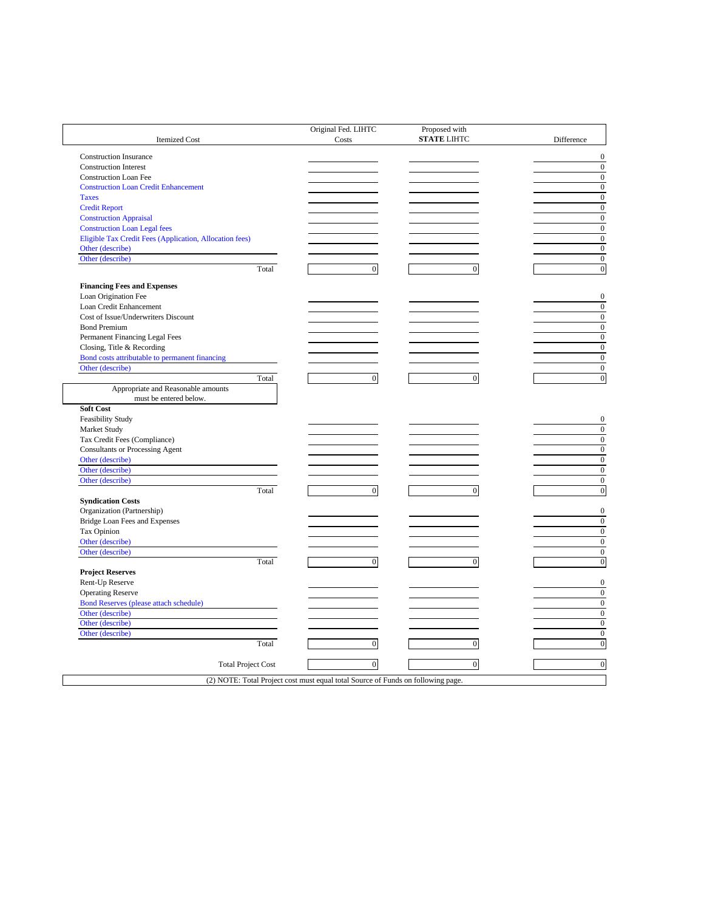| Itemized Cost | Original Fed. LIHTC Costs | Proposed with **STATE** LIHTC | Difference |
|---|---|---|---|
| Construction Insurance | | | 0 |
| Construction Interest | | | 0 |
| Construction Loan Fee | | | 0 |
| Construction Loan Credit Enhancement | | | 0 |
| Taxes | | | 0 |
| Credit Report | | | 0 |
| Construction Appraisal | | | 0 |
| Construction Loan Legal fees | | | 0 |
| Eligible Tax Credit Fees (Application, Allocation fees) | | | 0 |
| Other (describe) | | | 0 |
| Other (describe) | | | 0 |
| Total | 0 | 0 | 0 |
| **Financing Fees and Expenses** | | | |
| Loan Origination Fee | | | 0 |
| Loan Credit Enhancement | | | 0 |
| Cost of Issue/Underwriters Discount | | | 0 |
| Bond Premium | | | 0 |
| Permanent Financing Legal Fees | | | 0 |
| Closing, Title & Recording | | | 0 |
| Bond costs attributable to permanent financing | | | 0 |
| Other (describe) | | | 0 |
| Total | 0 | 0 | 0 |
| Appropriate and Reasonable amounts must be entered below. | | | |
| **Soft Cost** | | | |
| Feasibility Study | | | 0 |
| Market Study | | | 0 |
| Tax Credit Fees (Compliance) | | | 0 |
| Consultants or Processing Agent | | | 0 |
| Other (describe) | | | 0 |
| Other (describe) | | | 0 |
| Other (describe) | | | 0 |
| Total | 0 | 0 | 0 |
| **Syndication Costs** | | | |
| Organization (Partnership) | | | 0 |
| Bridge Loan Fees and Expenses | | | 0 |
| Tax Opinion | | | 0 |
| Other (describe) | | | 0 |
| Other (describe) | | | 0 |
| Total | 0 | 0 | 0 |
| **Project Reserves** | | | |
| Rent-Up Reserve | | | 0 |
| Operating Reserve | | | 0 |
| Bond Reserves (please attach schedule) | | | 0 |
| Other (describe) | | | 0 |
| Other (describe) | | | 0 |
| Other (describe) | | | 0 |
| Total | 0 | 0 | 0 |
| Total Project Cost | 0 | 0 | 0 |

(2) NOTE: Total Project cost must equal total Source of Funds on following page.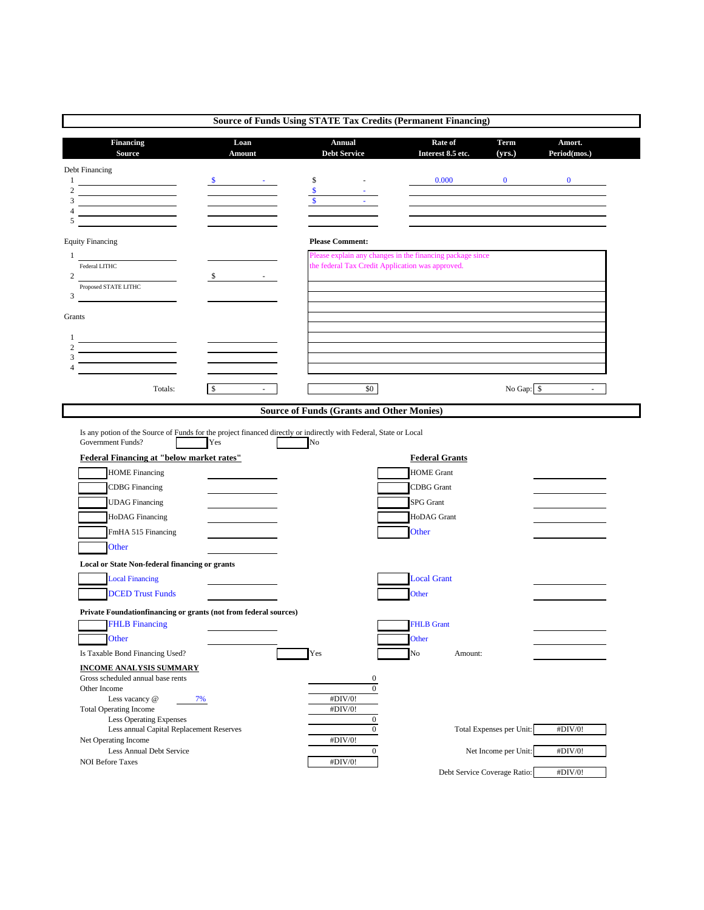## Source of Funds Using STATE Tax Credits (Permanent Financing)

| Financing Source | Loan Amount | Annual Debt Service | Rate of Interest 8.5 etc. | Term (yrs.) | Amort. Period(mos.) |
|---|---|---|---|---|---|
| **Debt Financing** | | | | | |
| 1 | $ - | $ - | 0.000 | 0 | 0 |
| 2 | | $ - | | | |
| 3 | | $ - | | | |
| 4 | | | | | |
| 5 | | | | | |
| **Equity Financing** | | | | | |
| 1 Federal LITHC | | | | | |
| 2 Proposed STATE LITHC | $ - | | | | |
| 3 | | | | | |
| **Grants** | | | | | |
| 1 | | | | | |
| 2 | | | | | |
| 3 | | | | | |
| 4 | | | | | |
| Totals: | $ - | $0 | | No Gap: | $ - |

**Please Comment:**

Please explain any changes in the financing package since the federal Tax Credit Application was approved.

## Source of Funds (Grants and Other Monies)

Is any potion of the Source of Funds for the project financed directly or indirectly with Federal, State or Local Government Funds? ☐ Yes ☐ No

| Federal Financing at "below market rates" | | Federal Grants | |
|---|---|---|---|
| ☐ HOME Financing | | ☐ HOME Grant | |
| ☐ CDBG Financing | | ☐ CDBG Grant | |
| ☐ UDAG Financing | | ☐ SPG Grant | |
| ☐ HoDAG Financing | | ☐ HoDAG Grant | |
| ☐ FmHA 515 Financing | | ☐ Other | |
| ☐ Other | | | |

**Local or State Non-federal financing or grants**

| | | | |
|---|---|---|---|
| ☐ Local Financing | | ☐ Local Grant | |
| ☐ DCED Trust Funds | | ☐ Other | |

**Private Foundationfinancing or grants (not from federal sources)**

| | | | |
|---|---|---|---|
| ☐ FHLB Financing | | ☐ FHLB Grant | |
| ☐ Other | | ☐ Other | |

Is Taxable Bond Financing Used? ☐ Yes ☐ No Amount:

### INCOME ANALYSIS SUMMARY

| | | | |
|---|---|---|---|
| Gross scheduled annual base rents | 0 | | |
| Other Income | 0 | | |
| Less vacancy @ 7% | #DIV/0! | | |
| Total Operating Income | #DIV/0! | | |
| Less Operating Expenses | 0 | | |
| Less annual Capital Replacement Reserves | 0 | Total Expenses per Unit: | #DIV/0! |
| Net Operating Income | #DIV/0! | | |
| Less Annual Debt Service | 0 | Net Income per Unit: | #DIV/0! |
| NOI Before Taxes | #DIV/0! | | |
| | | Debt Service Coverage Ratio: | #DIV/0! |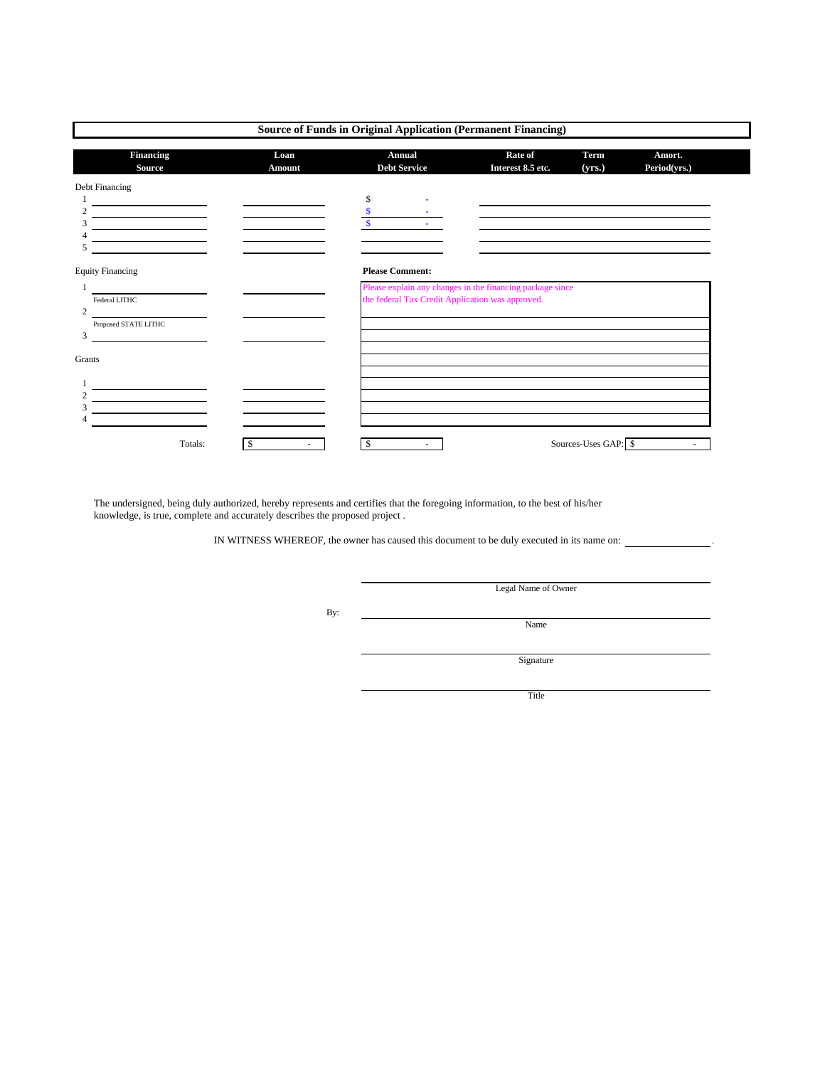## Source of Funds in Original Application (Permanent Financing)

| Financing Source | Loan Amount | Annual Debt Service | Rate of Interest 8.5 etc. | Term (yrs.) | Amort. Period(yrs.) |
|---|---|---|---|---|---|
| **Debt Financing** | | | | | |
| 1 | | $ - | | | |
| 2 | | $ - | | | |
| 3 | | $ - | | | |
| 4 | | | | | |
| 5 | | | | | |

**Equity Financing**

1 ______ Federal LITHC

2 ______ Proposed STATE LITHC

3 ______

**Grants**

1 ______

2 ______

3 ______

4 ______

**Please Comment:**

Please explain any changes in the financing package since the federal Tax Credit Application was approved.

| | Loan Amount | Annual Debt Service | | |
|---|---|---|---|---|
| Totals: | $ - | $ - | Sources-Uses GAP: | $ - |

The undersigned, being duly authorized, hereby represents and certifies that the foregoing information, to the best of his/her knowledge, is true, complete and accurately describes the proposed project .

IN WITNESS WHEREOF, the owner has caused this document to be duly executed in its name on: ______________.

______________________________
Legal Name of Owner

By: ______________________________
Name

______________________________
Signature

______________________________
Title